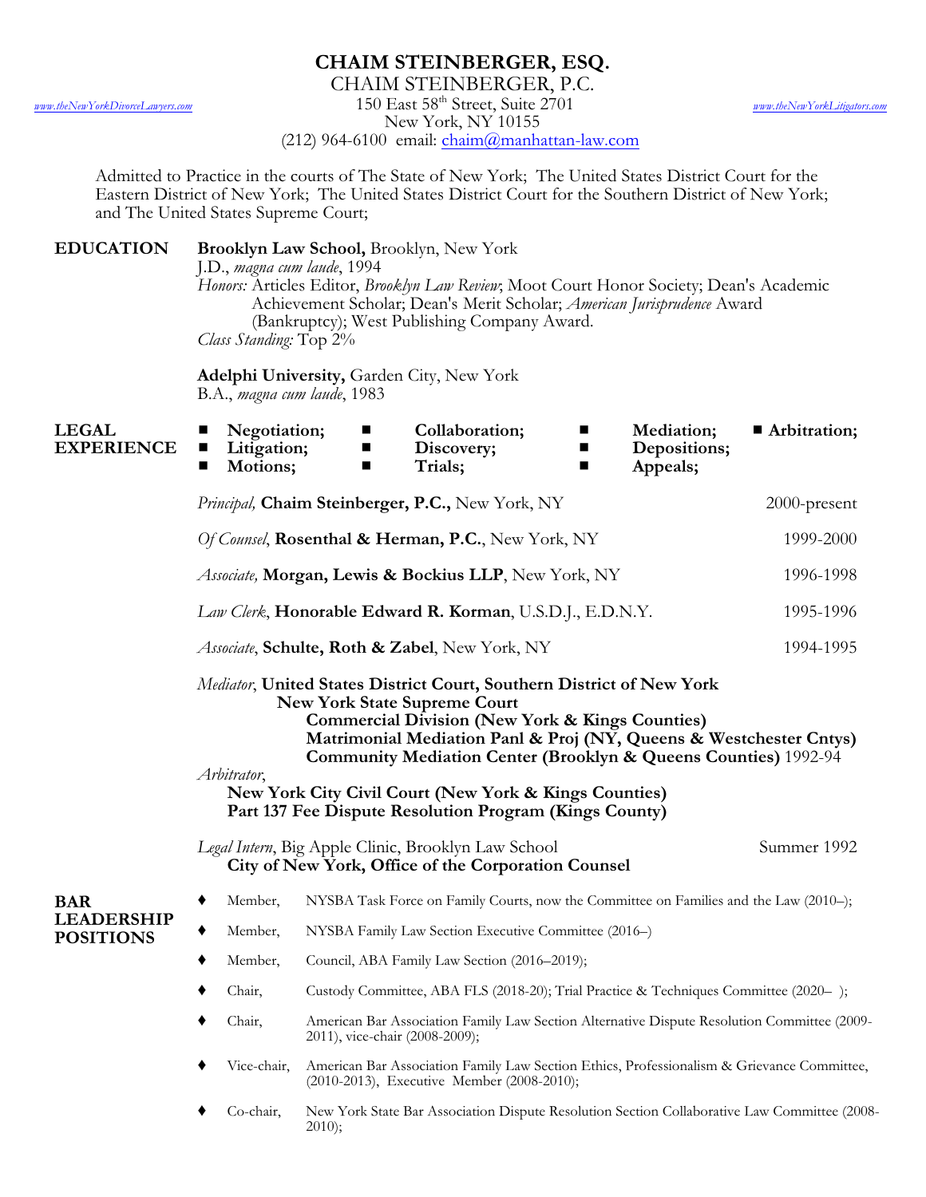# CHAIM STEINBERGER, ESQ.

CHAIM STEINBERGER, P.C.
150 East 58th Street, Suite 2701
New York, NY 10155
(212) 964-6100 email: chaim@manhattan-law.com

www.theNewYorkDivorceLawyers.com www.theNewYorkLitigators.com

Admitted to Practice in the courts of The State of New York; The United States District Court for the Eastern District of New York; The United States District Court for the Southern District of New York; and The United States Supreme Court;

## EDUCATION

**Brooklyn Law School,** Brooklyn, New York
J.D., *magna cum laude*, 1994
*Honors:* Articles Editor, *Brooklyn Law Review*; Moot Court Honor Society; Dean's Academic Achievement Scholar; Dean's Merit Scholar; *American Jurisprudence* Award (Bankruptcy); West Publishing Company Award.
*Class Standing:* Top 2%

**Adelphi University,** Garden City, New York
B.A., *magna cum laude*, 1983

## LEGAL EXPERIENCE

- **Negotiation;**
- **Collaboration;**
- **Mediation;**
- **Arbitration;**
- **Litigation;**
- **Discovery;**
- **Depositions;**
- **Motions;**
- **Trials;**
- **Appeals;**

*Principal,* **Chaim Steinberger, P.C.,** New York, NY — 2000-present

*Of Counsel*, **Rosenthal & Herman, P.C.**, New York, NY — 1999-2000

*Associate,* **Morgan, Lewis & Bockius LLP**, New York, NY — 1996-1998

*Law Clerk*, **Honorable Edward R. Korman**, U.S.D.J., E.D.N.Y. — 1995-1996

*Associate*, **Schulte, Roth & Zabel**, New York, NY — 1994-1995

*Mediator*, **United States District Court, Southern District of New York**
**New York State Supreme Court**
**Commercial Division (New York & Kings Counties)**
**Matrimonial Mediation Panl & Proj (NY, Queens & Westchester Cntys)**
**Community Mediation Center (Brooklyn & Queens Counties)** 1992-94

*Arbitrator*,
**New York City Civil Court (New York & Kings Counties)**
**Part 137 Fee Dispute Resolution Program (Kings County)**

*Legal Intern*, Big Apple Clinic, Brooklyn Law School — Summer 1992
**City of New York, Office of the Corporation Counsel**

## BAR LEADERSHIP POSITIONS

- Member, NYSBA Task Force on Family Courts, now the Committee on Families and the Law (2010–);
- Member, NYSBA Family Law Section Executive Committee (2016–)
- Member, Council, ABA Family Law Section (2016–2019);
- Chair, Custody Committee, ABA FLS (2018-20); Trial Practice & Techniques Committee (2020– );
- Chair, American Bar Association Family Law Section Alternative Dispute Resolution Committee (2009-2011), vice-chair (2008-2009);
- Vice-chair, American Bar Association Family Law Section Ethics, Professionalism & Grievance Committee, (2010-2013), Executive Member (2008-2010);
- Co-chair, New York State Bar Association Dispute Resolution Section Collaborative Law Committee (2008-2010);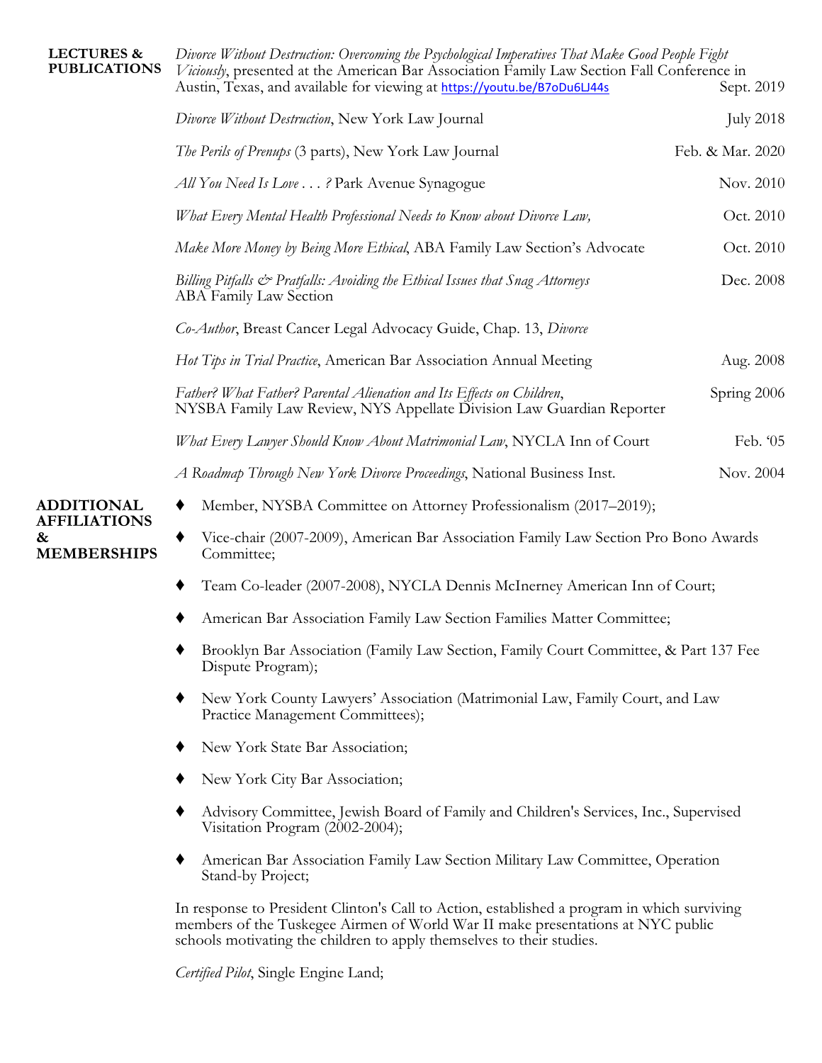## LECTURES & PUBLICATIONS

*Divorce Without Destruction: Overcoming the Psychological Imperatives That Make Good People Fight Viciously*, presented at the American Bar Association Family Law Section Fall Conference in Austin, Texas, and available for viewing at https://youtu.be/B7oDu6LJ44s — Sept. 2019

*Divorce Without Destruction*, New York Law Journal — July 2018

*The Perils of Prenups* (3 parts), New York Law Journal — Feb. & Mar. 2020

*All You Need Is Love . . . ?* Park Avenue Synagogue — Nov. 2010

*What Every Mental Health Professional Needs to Know about Divorce Law,* — Oct. 2010

*Make More Money by Being More Ethical*, ABA Family Law Section's Advocate — Oct. 2010

*Billing Pitfalls & Pratfalls: Avoiding the Ethical Issues that Snag Attorneys* ABA Family Law Section — Dec. 2008

*Co-Author*, Breast Cancer Legal Advocacy Guide, Chap. 13, *Divorce*

*Hot Tips in Trial Practice*, American Bar Association Annual Meeting — Aug. 2008

*Father? What Father? Parental Alienation and Its Effects on Children*, NYSBA Family Law Review, NYS Appellate Division Law Guardian Reporter — Spring 2006

*What Every Lawyer Should Know About Matrimonial Law*, NYCLA Inn of Court — Feb. '05

*A Roadmap Through New York Divorce Proceedings*, National Business Inst. — Nov. 2004

## ADDITIONAL AFFILIATIONS & MEMBERSHIPS

- Member, NYSBA Committee on Attorney Professionalism (2017–2019);
- Vice-chair (2007-2009), American Bar Association Family Law Section Pro Bono Awards Committee;
- Team Co-leader (2007-2008), NYCLA Dennis McInerney American Inn of Court;
- American Bar Association Family Law Section Families Matter Committee;
- Brooklyn Bar Association (Family Law Section, Family Court Committee, & Part 137 Fee Dispute Program);
- New York County Lawyers' Association (Matrimonial Law, Family Court, and Law Practice Management Committees);
- New York State Bar Association;
- New York City Bar Association;
- Advisory Committee, Jewish Board of Family and Children's Services, Inc., Supervised Visitation Program (2002-2004);
- American Bar Association Family Law Section Military Law Committee, Operation Stand-by Project;

In response to President Clinton's Call to Action, established a program in which surviving members of the Tuskegee Airmen of World War II make presentations at NYC public schools motivating the children to apply themselves to their studies.

*Certified Pilot*, Single Engine Land;